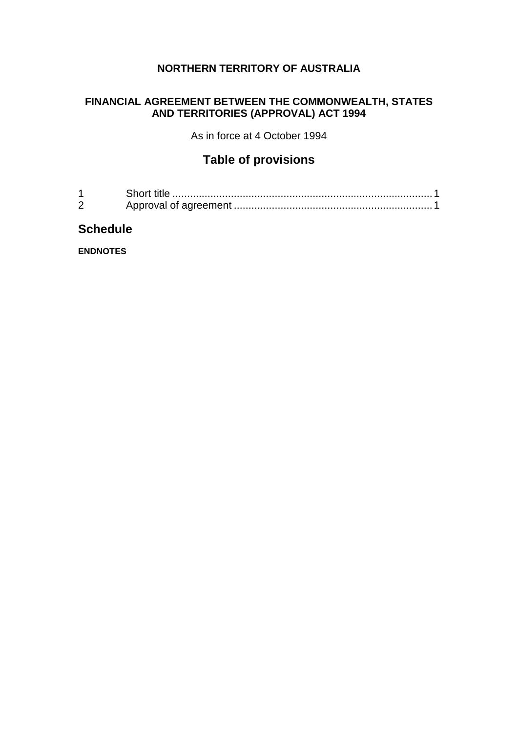**NORTHERN TERRITORY OF AUSTRALIA**

**FINANCIAL AGREEMENT BETWEEN THE COMMONWEALTH, STATES AND TERRITORIES (APPROVAL) ACT 1994**

As in force at 4 October 1994

## Table of provisions

1 Short title ........................................................................................ 1
2 Approval of agreement .................................................................. 1

## Schedule

**ENDNOTES**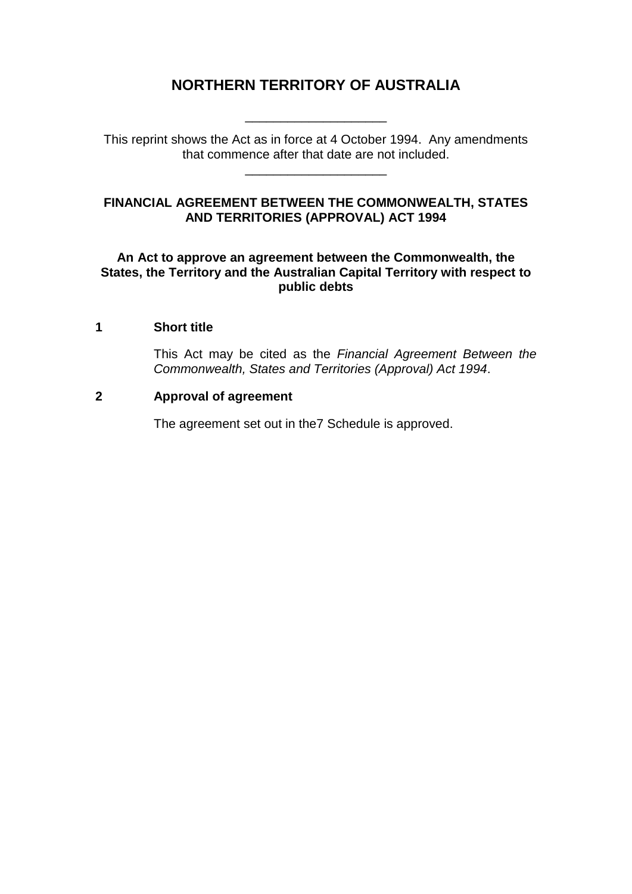# NORTHERN TERRITORY OF AUSTRALIA

____________________

This reprint shows the Act as in force at 4 October 1994. Any amendments that commence after that date are not included.

____________________

## FINANCIAL AGREEMENT BETWEEN THE COMMONWEALTH, STATES AND TERRITORIES (APPROVAL) ACT 1994

**An Act to approve an agreement between the Commonwealth, the States, the Territory and the Australian Capital Territory with respect to public debts**

### 1 Short title

This Act may be cited as the *Financial Agreement Between the Commonwealth, States and Territories (Approval) Act 1994*.

### 2 Approval of agreement

The agreement set out in the7 Schedule is approved.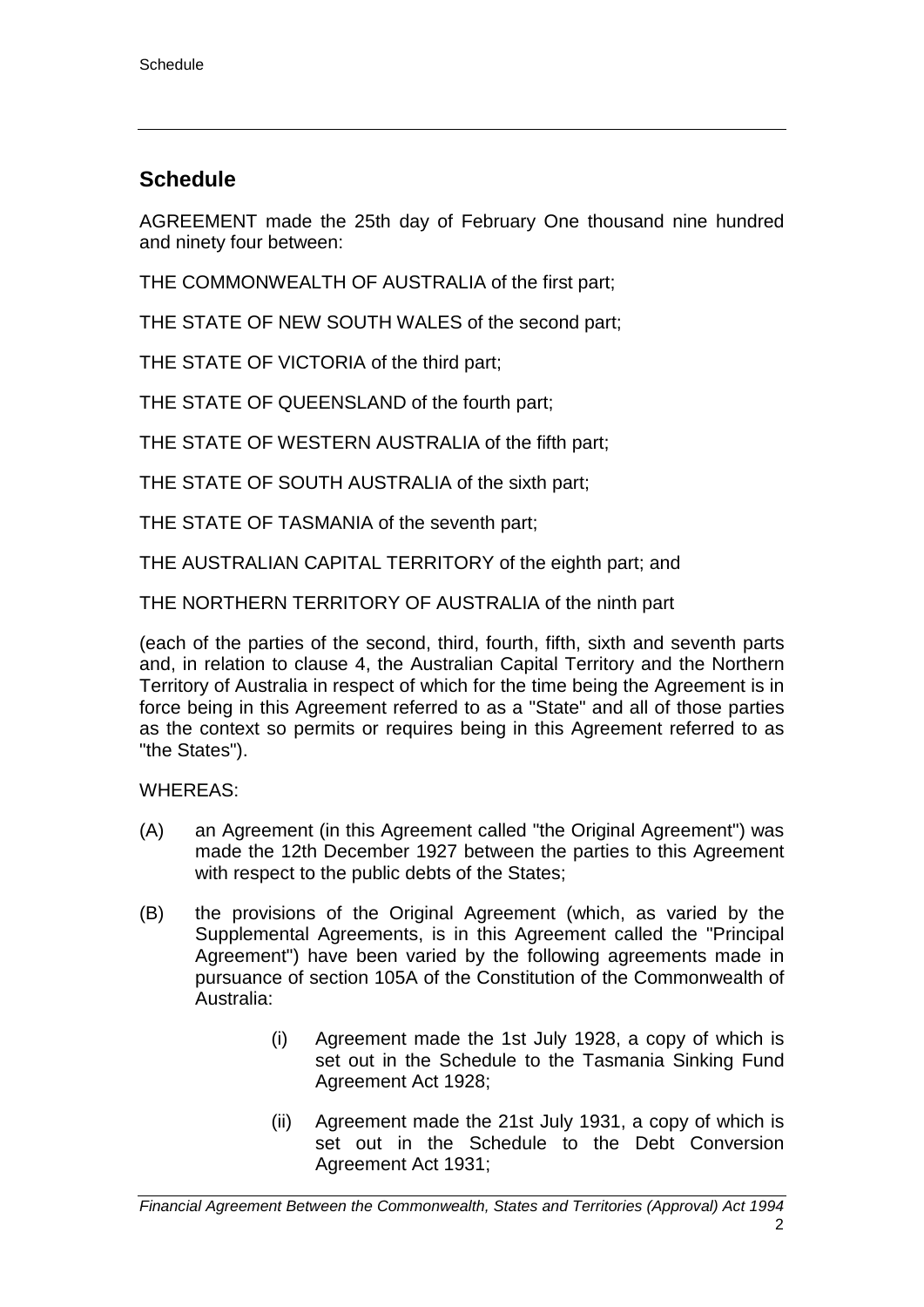## Schedule

AGREEMENT made the 25th day of February One thousand nine hundred and ninety four between:

THE COMMONWEALTH OF AUSTRALIA of the first part;

THE STATE OF NEW SOUTH WALES of the second part;

THE STATE OF VICTORIA of the third part;

THE STATE OF QUEENSLAND of the fourth part;

THE STATE OF WESTERN AUSTRALIA of the fifth part;

THE STATE OF SOUTH AUSTRALIA of the sixth part;

THE STATE OF TASMANIA of the seventh part;

THE AUSTRALIAN CAPITAL TERRITORY of the eighth part; and

THE NORTHERN TERRITORY OF AUSTRALIA of the ninth part

(each of the parties of the second, third, fourth, fifth, sixth and seventh parts and, in relation to clause 4, the Australian Capital Territory and the Northern Territory of Australia in respect of which for the time being the Agreement is in force being in this Agreement referred to as a "State" and all of those parties as the context so permits or requires being in this Agreement referred to as "the States").

WHEREAS:

(A) an Agreement (in this Agreement called "the Original Agreement") was made the 12th December 1927 between the parties to this Agreement with respect to the public debts of the States;

(B) the provisions of the Original Agreement (which, as varied by the Supplemental Agreements, is in this Agreement called the "Principal Agreement") have been varied by the following agreements made in pursuance of section 105A of the Constitution of the Commonwealth of Australia:

   (i) Agreement made the 1st July 1928, a copy of which is set out in the Schedule to the Tasmania Sinking Fund Agreement Act 1928;

   (ii) Agreement made the 21st July 1931, a copy of which is set out in the Schedule to the Debt Conversion Agreement Act 1931;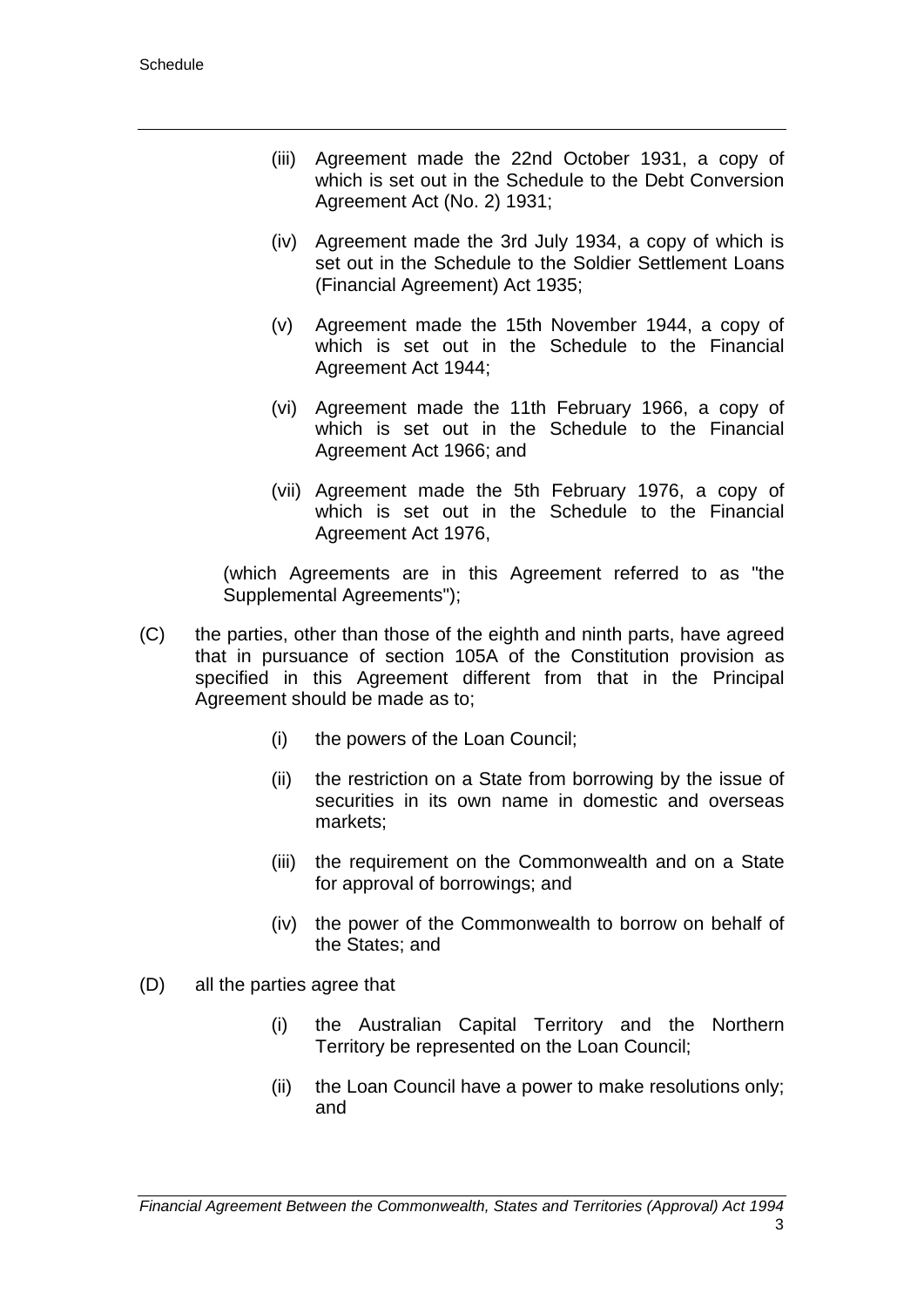(iii) Agreement made the 22nd October 1931, a copy of which is set out in the Schedule to the Debt Conversion Agreement Act (No. 2) 1931;

(iv) Agreement made the 3rd July 1934, a copy of which is set out in the Schedule to the Soldier Settlement Loans (Financial Agreement) Act 1935;

(v) Agreement made the 15th November 1944, a copy of which is set out in the Schedule to the Financial Agreement Act 1944;

(vi) Agreement made the 11th February 1966, a copy of which is set out in the Schedule to the Financial Agreement Act 1966; and

(vii) Agreement made the 5th February 1976, a copy of which is set out in the Schedule to the Financial Agreement Act 1976,

(which Agreements are in this Agreement referred to as "the Supplemental Agreements");

(C) the parties, other than those of the eighth and ninth parts, have agreed that in pursuance of section 105A of the Constitution provision as specified in this Agreement different from that in the Principal Agreement should be made as to;

(i) the powers of the Loan Council;

(ii) the restriction on a State from borrowing by the issue of securities in its own name in domestic and overseas markets;

(iii) the requirement on the Commonwealth and on a State for approval of borrowings; and

(iv) the power of the Commonwealth to borrow on behalf of the States; and

(D) all the parties agree that

(i) the Australian Capital Territory and the Northern Territory be represented on the Loan Council;

(ii) the Loan Council have a power to make resolutions only; and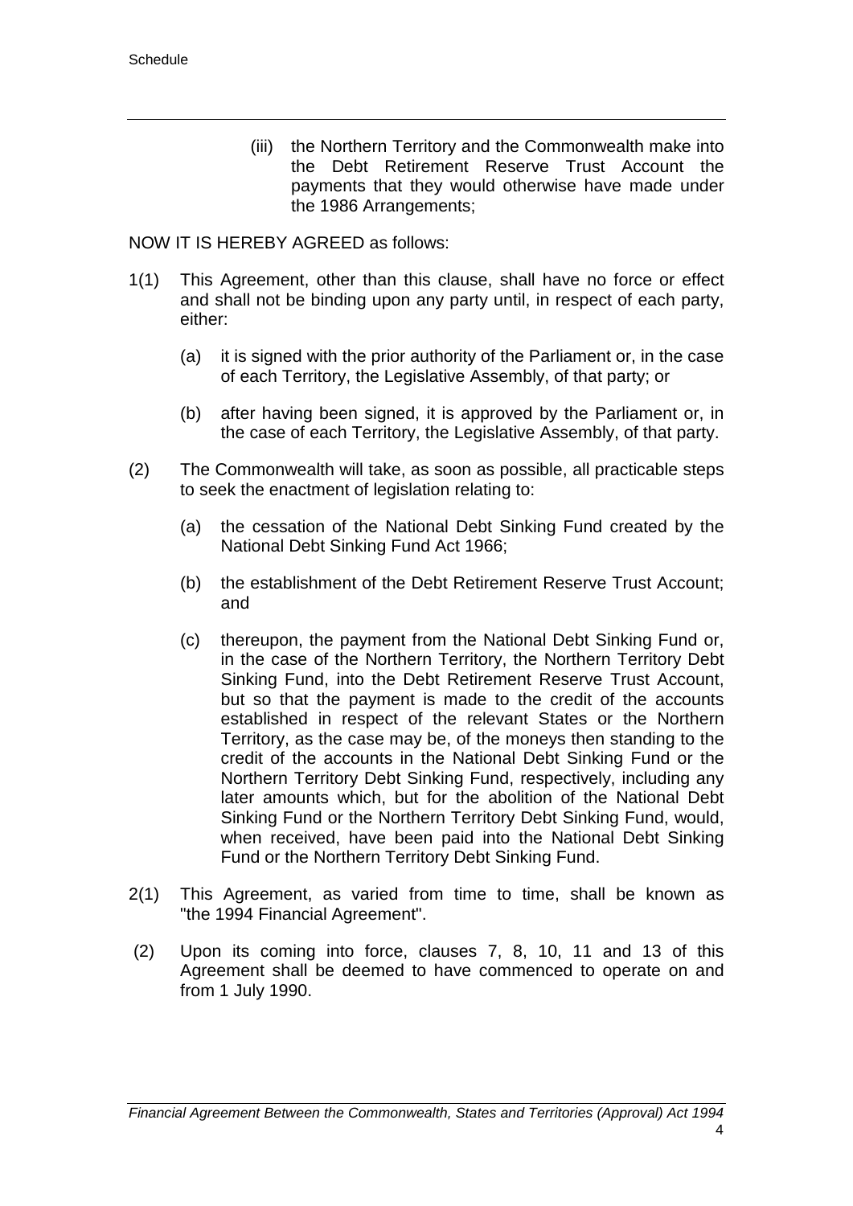(iii) the Northern Territory and the Commonwealth make into the Debt Retirement Reserve Trust Account the payments that they would otherwise have made under the 1986 Arrangements;

NOW IT IS HEREBY AGREED as follows:

1(1) This Agreement, other than this clause, shall have no force or effect and shall not be binding upon any party until, in respect of each party, either:

(a) it is signed with the prior authority of the Parliament or, in the case of each Territory, the Legislative Assembly, of that party; or

(b) after having been signed, it is approved by the Parliament or, in the case of each Territory, the Legislative Assembly, of that party.

(2) The Commonwealth will take, as soon as possible, all practicable steps to seek the enactment of legislation relating to:

(a) the cessation of the National Debt Sinking Fund created by the National Debt Sinking Fund Act 1966;

(b) the establishment of the Debt Retirement Reserve Trust Account; and

(c) thereupon, the payment from the National Debt Sinking Fund or, in the case of the Northern Territory, the Northern Territory Debt Sinking Fund, into the Debt Retirement Reserve Trust Account, but so that the payment is made to the credit of the accounts established in respect of the relevant States or the Northern Territory, as the case may be, of the moneys then standing to the credit of the accounts in the National Debt Sinking Fund or the Northern Territory Debt Sinking Fund, respectively, including any later amounts which, but for the abolition of the National Debt Sinking Fund or the Northern Territory Debt Sinking Fund, would, when received, have been paid into the National Debt Sinking Fund or the Northern Territory Debt Sinking Fund.

2(1) This Agreement, as varied from time to time, shall be known as "the 1994 Financial Agreement".

(2) Upon its coming into force, clauses 7, 8, 10, 11 and 13 of this Agreement shall be deemed to have commenced to operate on and from 1 July 1990.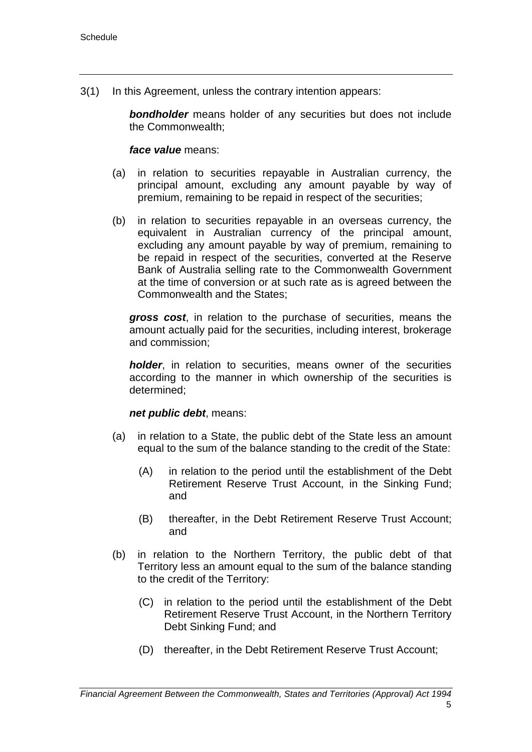3(1) In this Agreement, unless the contrary intention appears:

***bondholder*** means holder of any securities but does not include the Commonwealth;

***face value*** means:

(a) in relation to securities repayable in Australian currency, the principal amount, excluding any amount payable by way of premium, remaining to be repaid in respect of the securities;

(b) in relation to securities repayable in an overseas currency, the equivalent in Australian currency of the principal amount, excluding any amount payable by way of premium, remaining to be repaid in respect of the securities, converted at the Reserve Bank of Australia selling rate to the Commonwealth Government at the time of conversion or at such rate as is agreed between the Commonwealth and the States;

***gross cost***, in relation to the purchase of securities, means the amount actually paid for the securities, including interest, brokerage and commission;

***holder***, in relation to securities, means owner of the securities according to the manner in which ownership of the securities is determined;

***net public debt***, means:

(a) in relation to a State, the public debt of the State less an amount equal to the sum of the balance standing to the credit of the State:

(A) in relation to the period until the establishment of the Debt Retirement Reserve Trust Account, in the Sinking Fund; and

(B) thereafter, in the Debt Retirement Reserve Trust Account; and

(b) in relation to the Northern Territory, the public debt of that Territory less an amount equal to the sum of the balance standing to the credit of the Territory:

(C) in relation to the period until the establishment of the Debt Retirement Reserve Trust Account, in the Northern Territory Debt Sinking Fund; and

(D) thereafter, in the Debt Retirement Reserve Trust Account;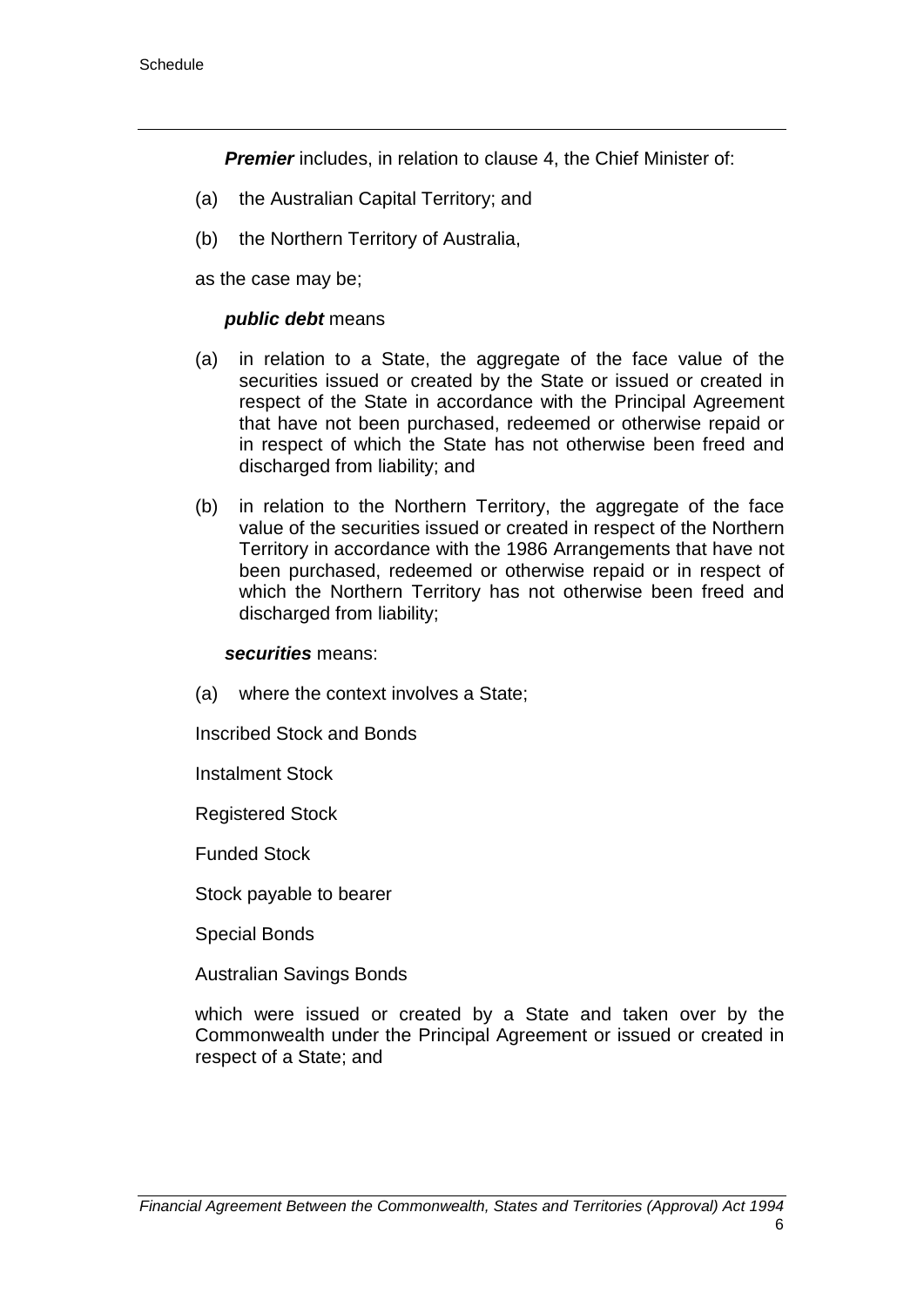***Premier*** includes, in relation to clause 4, the Chief Minister of:

(a) the Australian Capital Territory; and

(b) the Northern Territory of Australia,

as the case may be;

***public debt*** means

(a) in relation to a State, the aggregate of the face value of the securities issued or created by the State or issued or created in respect of the State in accordance with the Principal Agreement that have not been purchased, redeemed or otherwise repaid or in respect of which the State has not otherwise been freed and discharged from liability; and

(b) in relation to the Northern Territory, the aggregate of the face value of the securities issued or created in respect of the Northern Territory in accordance with the 1986 Arrangements that have not been purchased, redeemed or otherwise repaid or in respect of which the Northern Territory has not otherwise been freed and discharged from liability;

***securities*** means:

(a) where the context involves a State;

Inscribed Stock and Bonds

Instalment Stock

Registered Stock

Funded Stock

Stock payable to bearer

Special Bonds

Australian Savings Bonds

which were issued or created by a State and taken over by the Commonwealth under the Principal Agreement or issued or created in respect of a State; and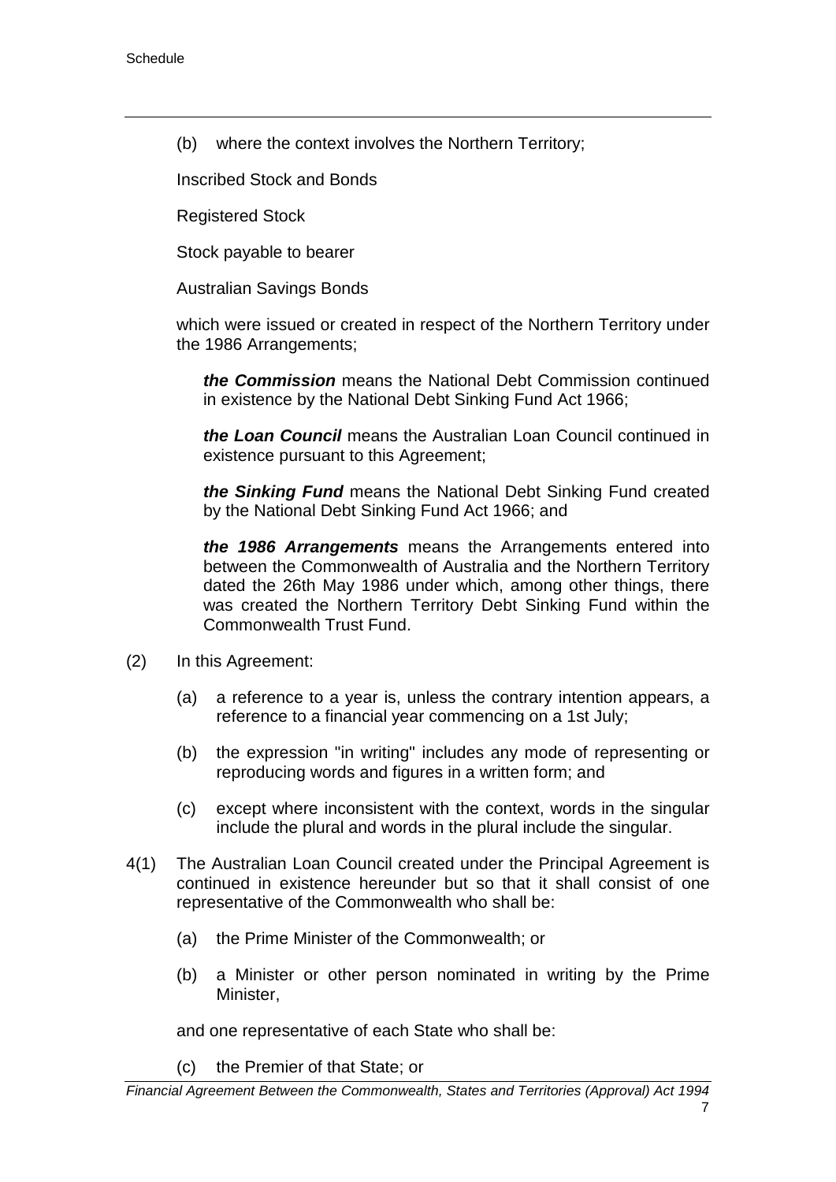(b) where the context involves the Northern Territory;

Inscribed Stock and Bonds

Registered Stock

Stock payable to bearer

Australian Savings Bonds

which were issued or created in respect of the Northern Territory under the 1986 Arrangements;

***the Commission*** means the National Debt Commission continued in existence by the National Debt Sinking Fund Act 1966;

***the Loan Council*** means the Australian Loan Council continued in existence pursuant to this Agreement;

***the Sinking Fund*** means the National Debt Sinking Fund created by the National Debt Sinking Fund Act 1966; and

***the 1986 Arrangements*** means the Arrangements entered into between the Commonwealth of Australia and the Northern Territory dated the 26th May 1986 under which, among other things, there was created the Northern Territory Debt Sinking Fund within the Commonwealth Trust Fund.

(2) In this Agreement:

(a) a reference to a year is, unless the contrary intention appears, a reference to a financial year commencing on a 1st July;

(b) the expression "in writing" includes any mode of representing or reproducing words and figures in a written form; and

(c) except where inconsistent with the context, words in the singular include the plural and words in the plural include the singular.

4(1) The Australian Loan Council created under the Principal Agreement is continued in existence hereunder but so that it shall consist of one representative of the Commonwealth who shall be:

(a) the Prime Minister of the Commonwealth; or

(b) a Minister or other person nominated in writing by the Prime Minister,

and one representative of each State who shall be:

(c) the Premier of that State; or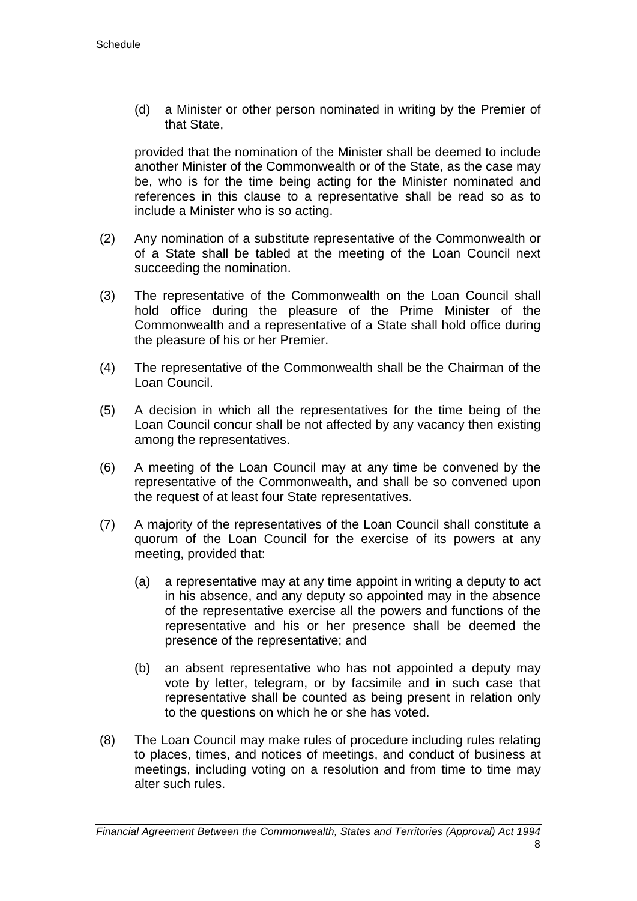(d) a Minister or other person nominated in writing by the Premier of that State,

provided that the nomination of the Minister shall be deemed to include another Minister of the Commonwealth or of the State, as the case may be, who is for the time being acting for the Minister nominated and references in this clause to a representative shall be read so as to include a Minister who is so acting.

(2) Any nomination of a substitute representative of the Commonwealth or of a State shall be tabled at the meeting of the Loan Council next succeeding the nomination.

(3) The representative of the Commonwealth on the Loan Council shall hold office during the pleasure of the Prime Minister of the Commonwealth and a representative of a State shall hold office during the pleasure of his or her Premier.

(4) The representative of the Commonwealth shall be the Chairman of the Loan Council.

(5) A decision in which all the representatives for the time being of the Loan Council concur shall be not affected by any vacancy then existing among the representatives.

(6) A meeting of the Loan Council may at any time be convened by the representative of the Commonwealth, and shall be so convened upon the request of at least four State representatives.

(7) A majority of the representatives of the Loan Council shall constitute a quorum of the Loan Council for the exercise of its powers at any meeting, provided that:

(a) a representative may at any time appoint in writing a deputy to act in his absence, and any deputy so appointed may in the absence of the representative exercise all the powers and functions of the representative and his or her presence shall be deemed the presence of the representative; and

(b) an absent representative who has not appointed a deputy may vote by letter, telegram, or by facsimile and in such case that representative shall be counted as being present in relation only to the questions on which he or she has voted.

(8) The Loan Council may make rules of procedure including rules relating to places, times, and notices of meetings, and conduct of business at meetings, including voting on a resolution and from time to time may alter such rules.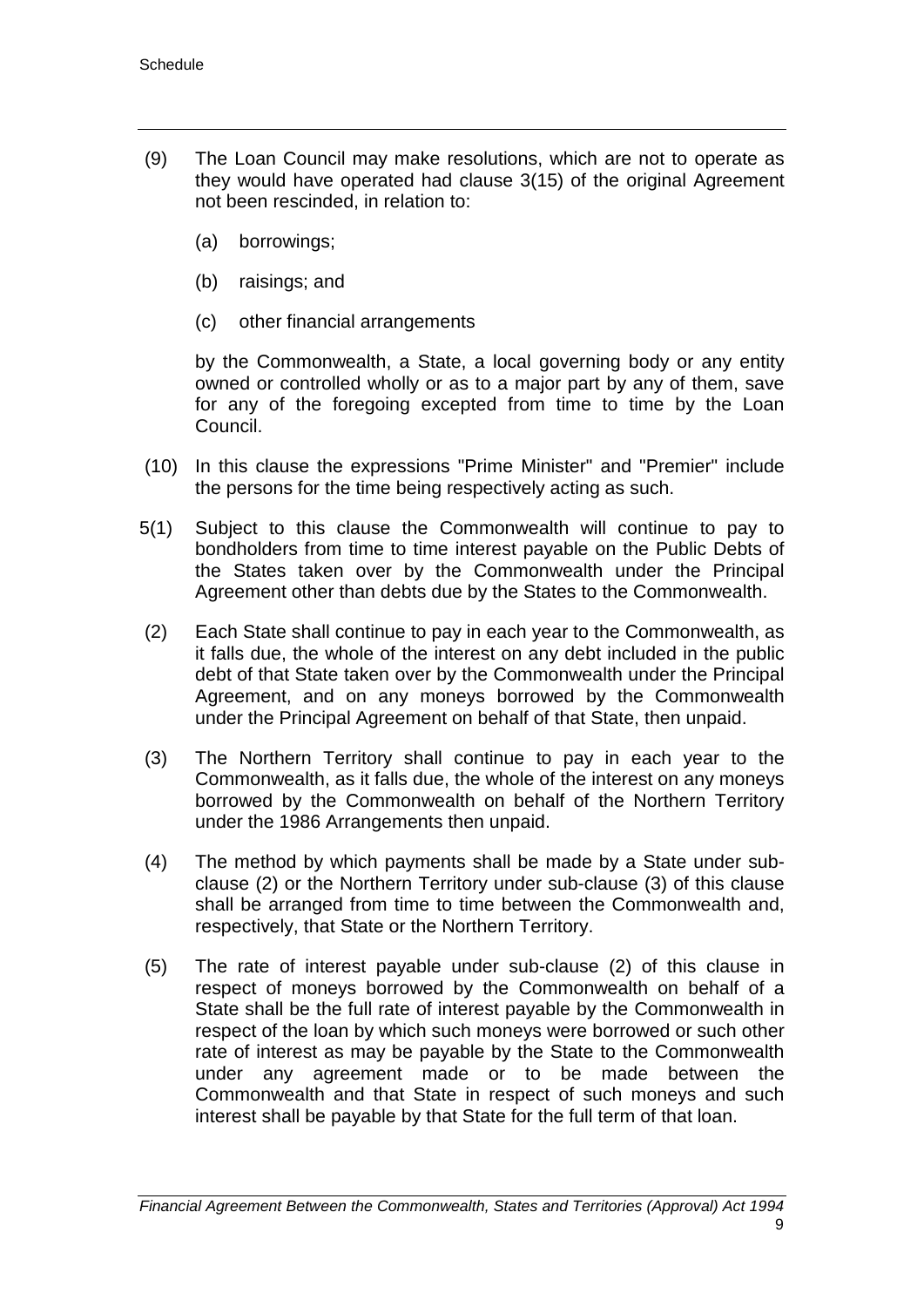(9) The Loan Council may make resolutions, which are not to operate as they would have operated had clause 3(15) of the original Agreement not been rescinded, in relation to:

(a) borrowings;

(b) raisings; and

(c) other financial arrangements

by the Commonwealth, a State, a local governing body or any entity owned or controlled wholly or as to a major part by any of them, save for any of the foregoing excepted from time to time by the Loan Council.

(10) In this clause the expressions "Prime Minister" and "Premier" include the persons for the time being respectively acting as such.

5(1) Subject to this clause the Commonwealth will continue to pay to bondholders from time to time interest payable on the Public Debts of the States taken over by the Commonwealth under the Principal Agreement other than debts due by the States to the Commonwealth.

(2) Each State shall continue to pay in each year to the Commonwealth, as it falls due, the whole of the interest on any debt included in the public debt of that State taken over by the Commonwealth under the Principal Agreement, and on any moneys borrowed by the Commonwealth under the Principal Agreement on behalf of that State, then unpaid.

(3) The Northern Territory shall continue to pay in each year to the Commonwealth, as it falls due, the whole of the interest on any moneys borrowed by the Commonwealth on behalf of the Northern Territory under the 1986 Arrangements then unpaid.

(4) The method by which payments shall be made by a State under sub-clause (2) or the Northern Territory under sub-clause (3) of this clause shall be arranged from time to time between the Commonwealth and, respectively, that State or the Northern Territory.

(5) The rate of interest payable under sub-clause (2) of this clause in respect of moneys borrowed by the Commonwealth on behalf of a State shall be the full rate of interest payable by the Commonwealth in respect of the loan by which such moneys were borrowed or such other rate of interest as may be payable by the State to the Commonwealth under any agreement made or to be made between the Commonwealth and that State in respect of such moneys and such interest shall be payable by that State for the full term of that loan.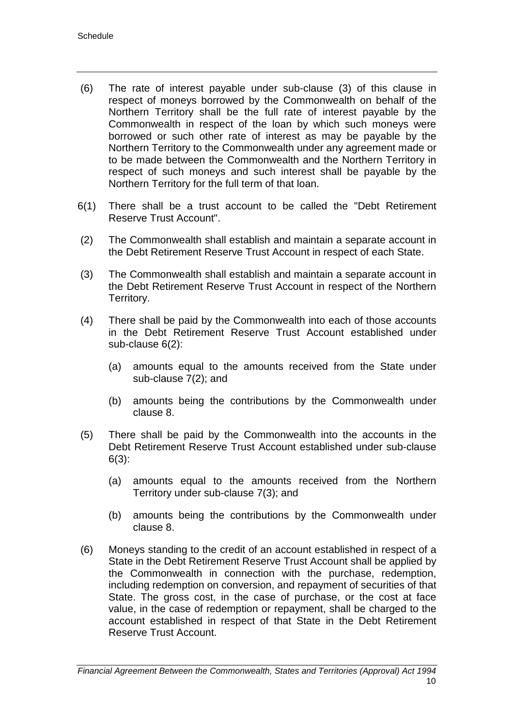(6) The rate of interest payable under sub-clause (3) of this clause in respect of moneys borrowed by the Commonwealth on behalf of the Northern Territory shall be the full rate of interest payable by the Commonwealth in respect of the loan by which such moneys were borrowed or such other rate of interest as may be payable by the Northern Territory to the Commonwealth under any agreement made or to be made between the Commonwealth and the Northern Territory in respect of such moneys and such interest shall be payable by the Northern Territory for the full term of that loan.

6(1) There shall be a trust account to be called the "Debt Retirement Reserve Trust Account".

(2) The Commonwealth shall establish and maintain a separate account in the Debt Retirement Reserve Trust Account in respect of each State.

(3) The Commonwealth shall establish and maintain a separate account in the Debt Retirement Reserve Trust Account in respect of the Northern Territory.

(4) There shall be paid by the Commonwealth into each of those accounts in the Debt Retirement Reserve Trust Account established under sub-clause 6(2):

  (a) amounts equal to the amounts received from the State under sub-clause 7(2); and

  (b) amounts being the contributions by the Commonwealth under clause 8.

(5) There shall be paid by the Commonwealth into the accounts in the Debt Retirement Reserve Trust Account established under sub-clause 6(3):

  (a) amounts equal to the amounts received from the Northern Territory under sub-clause 7(3); and

  (b) amounts being the contributions by the Commonwealth under clause 8.

(6) Moneys standing to the credit of an account established in respect of a State in the Debt Retirement Reserve Trust Account shall be applied by the Commonwealth in connection with the purchase, redemption, including redemption on conversion, and repayment of securities of that State. The gross cost, in the case of purchase, or the cost at face value, in the case of redemption or repayment, shall be charged to the account established in respect of that State in the Debt Retirement Reserve Trust Account.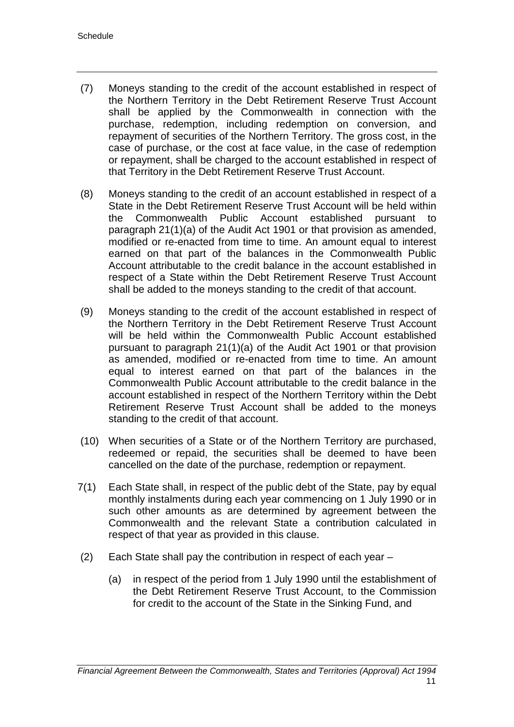(7) Moneys standing to the credit of the account established in respect of the Northern Territory in the Debt Retirement Reserve Trust Account shall be applied by the Commonwealth in connection with the purchase, redemption, including redemption on conversion, and repayment of securities of the Northern Territory. The gross cost, in the case of purchase, or the cost at face value, in the case of redemption or repayment, shall be charged to the account established in respect of that Territory in the Debt Retirement Reserve Trust Account.

(8) Moneys standing to the credit of an account established in respect of a State in the Debt Retirement Reserve Trust Account will be held within the Commonwealth Public Account established pursuant to paragraph 21(1)(a) of the Audit Act 1901 or that provision as amended, modified or re-enacted from time to time. An amount equal to interest earned on that part of the balances in the Commonwealth Public Account attributable to the credit balance in the account established in respect of a State within the Debt Retirement Reserve Trust Account shall be added to the moneys standing to the credit of that account.

(9) Moneys standing to the credit of the account established in respect of the Northern Territory in the Debt Retirement Reserve Trust Account will be held within the Commonwealth Public Account established pursuant to paragraph 21(1)(a) of the Audit Act 1901 or that provision as amended, modified or re-enacted from time to time. An amount equal to interest earned on that part of the balances in the Commonwealth Public Account attributable to the credit balance in the account established in respect of the Northern Territory within the Debt Retirement Reserve Trust Account shall be added to the moneys standing to the credit of that account.

(10) When securities of a State or of the Northern Territory are purchased, redeemed or repaid, the securities shall be deemed to have been cancelled on the date of the purchase, redemption or repayment.

7(1) Each State shall, in respect of the public debt of the State, pay by equal monthly instalments during each year commencing on 1 July 1990 or in such other amounts as are determined by agreement between the Commonwealth and the relevant State a contribution calculated in respect of that year as provided in this clause.

(2) Each State shall pay the contribution in respect of each year –

(a) in respect of the period from 1 July 1990 until the establishment of the Debt Retirement Reserve Trust Account, to the Commission for credit to the account of the State in the Sinking Fund, and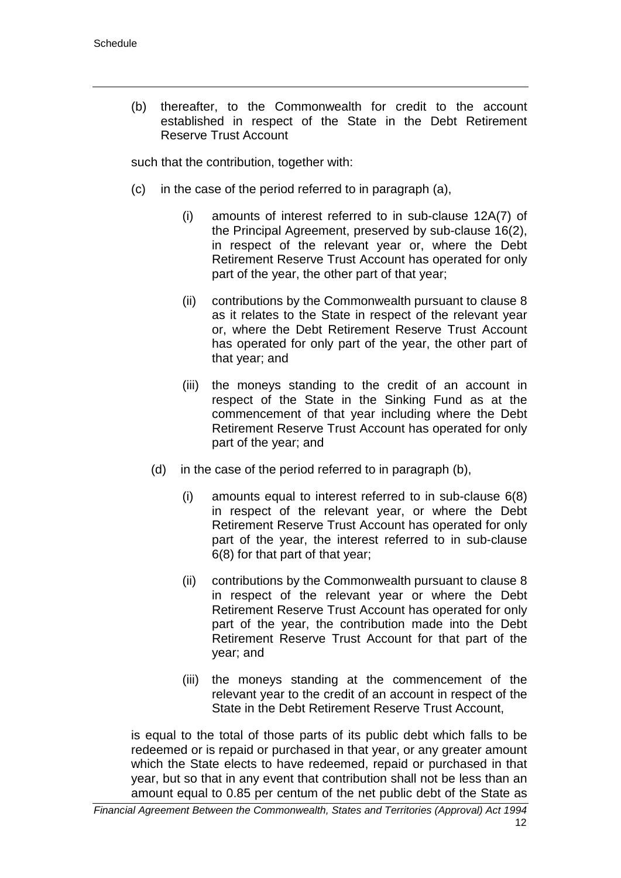(b) thereafter, to the Commonwealth for credit to the account established in respect of the State in the Debt Retirement Reserve Trust Account

such that the contribution, together with:

(c) in the case of the period referred to in paragraph (a),

   (i) amounts of interest referred to in sub-clause 12A(7) of the Principal Agreement, preserved by sub-clause 16(2), in respect of the relevant year or, where the Debt Retirement Reserve Trust Account has operated for only part of the year, the other part of that year;

   (ii) contributions by the Commonwealth pursuant to clause 8 as it relates to the State in respect of the relevant year or, where the Debt Retirement Reserve Trust Account has operated for only part of the year, the other part of that year; and

   (iii) the moneys standing to the credit of an account in respect of the State in the Sinking Fund as at the commencement of that year including where the Debt Retirement Reserve Trust Account has operated for only part of the year; and

(d) in the case of the period referred to in paragraph (b),

   (i) amounts equal to interest referred to in sub-clause 6(8) in respect of the relevant year, or where the Debt Retirement Reserve Trust Account has operated for only part of the year, the interest referred to in sub-clause 6(8) for that part of that year;

   (ii) contributions by the Commonwealth pursuant to clause 8 in respect of the relevant year or where the Debt Retirement Reserve Trust Account has operated for only part of the year, the contribution made into the Debt Retirement Reserve Trust Account for that part of the year; and

   (iii) the moneys standing at the commencement of the relevant year to the credit of an account in respect of the State in the Debt Retirement Reserve Trust Account,

is equal to the total of those parts of its public debt which falls to be redeemed or is repaid or purchased in that year, or any greater amount which the State elects to have redeemed, repaid or purchased in that year, but so that in any event that contribution shall not be less than an amount equal to 0.85 per centum of the net public debt of the State as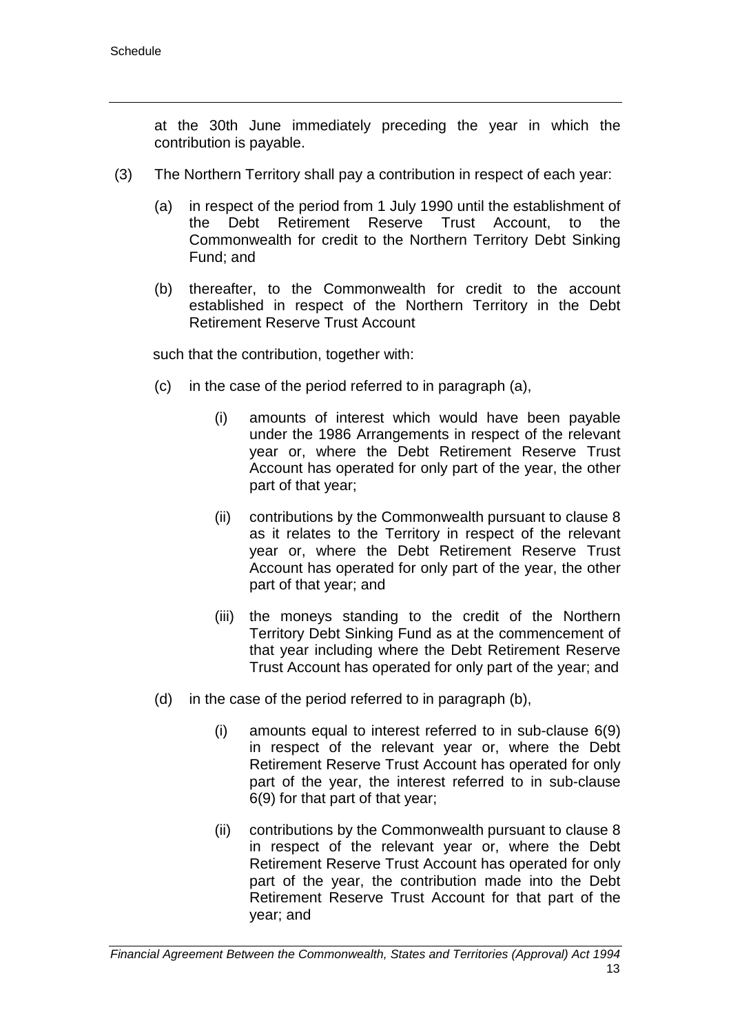at the 30th June immediately preceding the year in which the contribution is payable.

(3) The Northern Territory shall pay a contribution in respect of each year:

(a) in respect of the period from 1 July 1990 until the establishment of the Debt Retirement Reserve Trust Account, to the Commonwealth for credit to the Northern Territory Debt Sinking Fund; and

(b) thereafter, to the Commonwealth for credit to the account established in respect of the Northern Territory in the Debt Retirement Reserve Trust Account

such that the contribution, together with:

(c) in the case of the period referred to in paragraph (a),

(i) amounts of interest which would have been payable under the 1986 Arrangements in respect of the relevant year or, where the Debt Retirement Reserve Trust Account has operated for only part of the year, the other part of that year;

(ii) contributions by the Commonwealth pursuant to clause 8 as it relates to the Territory in respect of the relevant year or, where the Debt Retirement Reserve Trust Account has operated for only part of the year, the other part of that year; and

(iii) the moneys standing to the credit of the Northern Territory Debt Sinking Fund as at the commencement of that year including where the Debt Retirement Reserve Trust Account has operated for only part of the year; and

(d) in the case of the period referred to in paragraph (b),

(i) amounts equal to interest referred to in sub-clause 6(9) in respect of the relevant year or, where the Debt Retirement Reserve Trust Account has operated for only part of the year, the interest referred to in sub-clause 6(9) for that part of that year;

(ii) contributions by the Commonwealth pursuant to clause 8 in respect of the relevant year or, where the Debt Retirement Reserve Trust Account has operated for only part of the year, the contribution made into the Debt Retirement Reserve Trust Account for that part of the year; and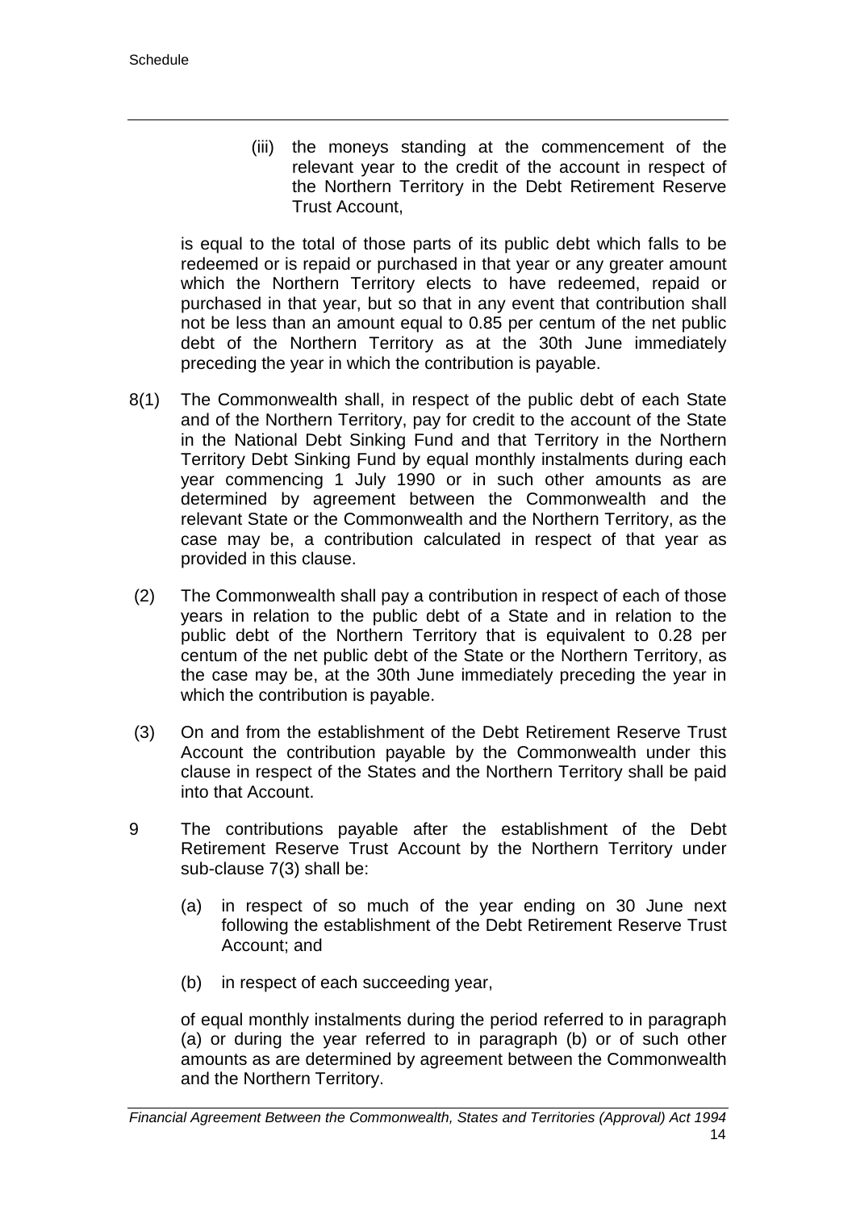(iii) the moneys standing at the commencement of the relevant year to the credit of the account in respect of the Northern Territory in the Debt Retirement Reserve Trust Account,

is equal to the total of those parts of its public debt which falls to be redeemed or is repaid or purchased in that year or any greater amount which the Northern Territory elects to have redeemed, repaid or purchased in that year, but so that in any event that contribution shall not be less than an amount equal to 0.85 per centum of the net public debt of the Northern Territory as at the 30th June immediately preceding the year in which the contribution is payable.

8(1) The Commonwealth shall, in respect of the public debt of each State and of the Northern Territory, pay for credit to the account of the State in the National Debt Sinking Fund and that Territory in the Northern Territory Debt Sinking Fund by equal monthly instalments during each year commencing 1 July 1990 or in such other amounts as are determined by agreement between the Commonwealth and the relevant State or the Commonwealth and the Northern Territory, as the case may be, a contribution calculated in respect of that year as provided in this clause.

(2) The Commonwealth shall pay a contribution in respect of each of those years in relation to the public debt of a State and in relation to the public debt of the Northern Territory that is equivalent to 0.28 per centum of the net public debt of the State or the Northern Territory, as the case may be, at the 30th June immediately preceding the year in which the contribution is payable.

(3) On and from the establishment of the Debt Retirement Reserve Trust Account the contribution payable by the Commonwealth under this clause in respect of the States and the Northern Territory shall be paid into that Account.

9 The contributions payable after the establishment of the Debt Retirement Reserve Trust Account by the Northern Territory under sub-clause 7(3) shall be:

(a) in respect of so much of the year ending on 30 June next following the establishment of the Debt Retirement Reserve Trust Account; and

(b) in respect of each succeeding year,

of equal monthly instalments during the period referred to in paragraph (a) or during the year referred to in paragraph (b) or of such other amounts as are determined by agreement between the Commonwealth and the Northern Territory.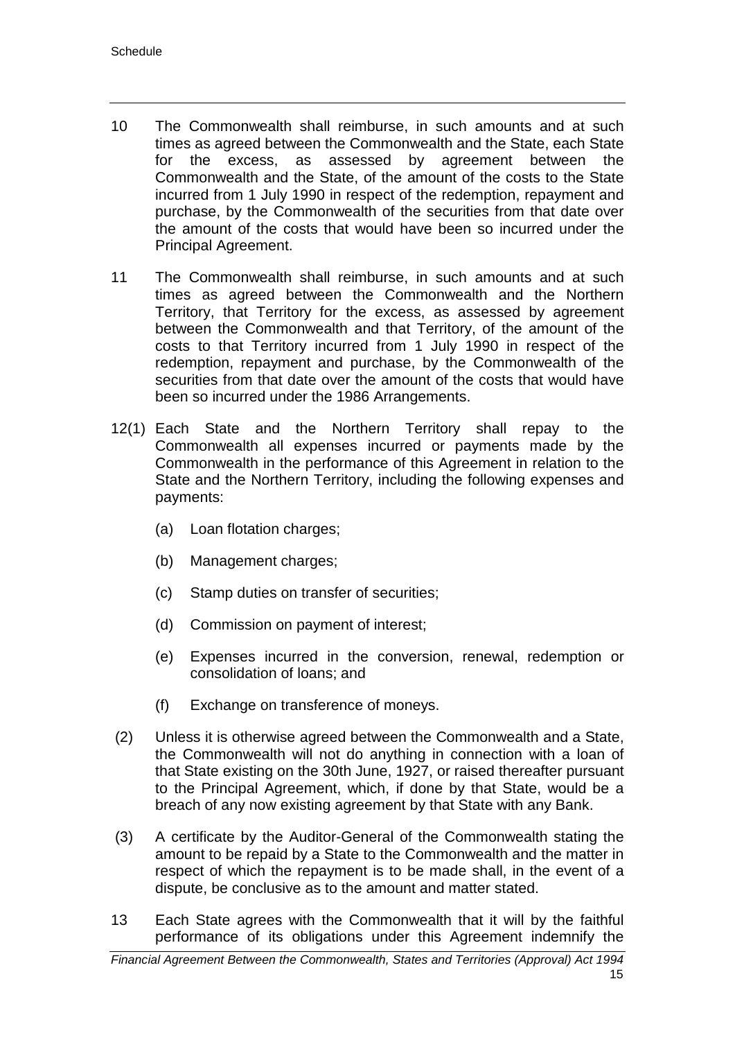10 The Commonwealth shall reimburse, in such amounts and at such times as agreed between the Commonwealth and the State, each State for the excess, as assessed by agreement between the Commonwealth and the State, of the amount of the costs to the State incurred from 1 July 1990 in respect of the redemption, repayment and purchase, by the Commonwealth of the securities from that date over the amount of the costs that would have been so incurred under the Principal Agreement.

11 The Commonwealth shall reimburse, in such amounts and at such times as agreed between the Commonwealth and the Northern Territory, that Territory for the excess, as assessed by agreement between the Commonwealth and that Territory, of the amount of the costs to that Territory incurred from 1 July 1990 in respect of the redemption, repayment and purchase, by the Commonwealth of the securities from that date over the amount of the costs that would have been so incurred under the 1986 Arrangements.

12(1) Each State and the Northern Territory shall repay to the Commonwealth all expenses incurred or payments made by the Commonwealth in the performance of this Agreement in relation to the State and the Northern Territory, including the following expenses and payments:

(a) Loan flotation charges;

(b) Management charges;

(c) Stamp duties on transfer of securities;

(d) Commission on payment of interest;

(e) Expenses incurred in the conversion, renewal, redemption or consolidation of loans; and

(f) Exchange on transference of moneys.

(2) Unless it is otherwise agreed between the Commonwealth and a State, the Commonwealth will not do anything in connection with a loan of that State existing on the 30th June, 1927, or raised thereafter pursuant to the Principal Agreement, which, if done by that State, would be a breach of any now existing agreement by that State with any Bank.

(3) A certificate by the Auditor-General of the Commonwealth stating the amount to be repaid by a State to the Commonwealth and the matter in respect of which the repayment is to be made shall, in the event of a dispute, be conclusive as to the amount and matter stated.

13 Each State agrees with the Commonwealth that it will by the faithful performance of its obligations under this Agreement indemnify the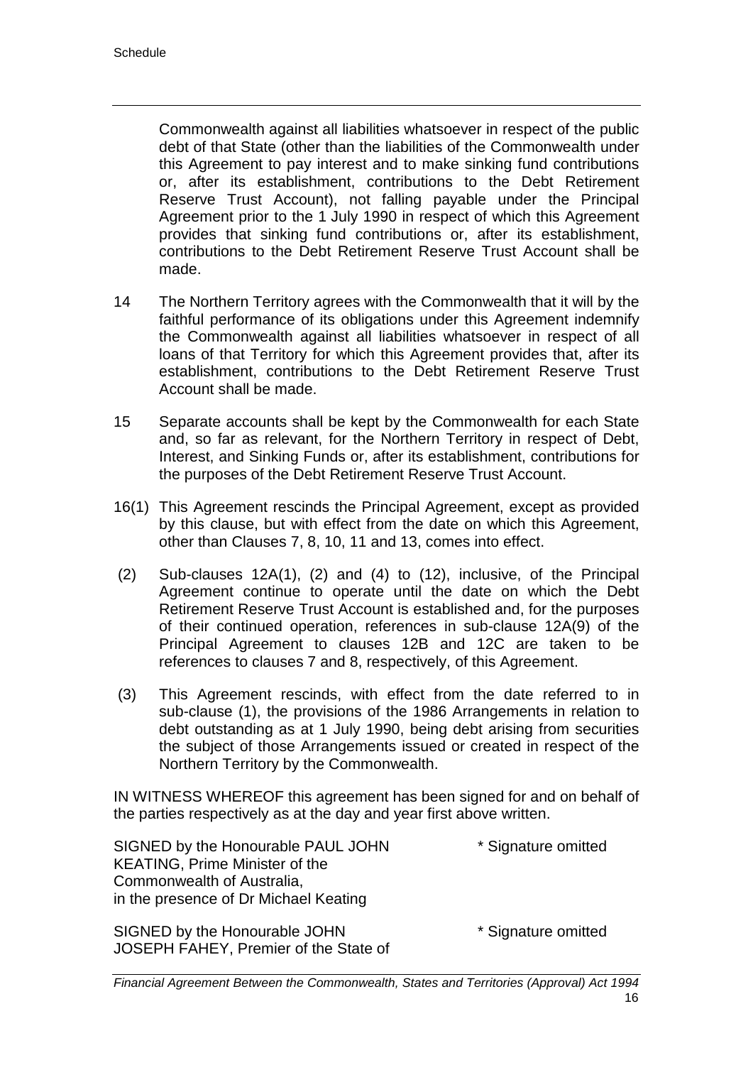Commonwealth against all liabilities whatsoever in respect of the public debt of that State (other than the liabilities of the Commonwealth under this Agreement to pay interest and to make sinking fund contributions or, after its establishment, contributions to the Debt Retirement Reserve Trust Account), not falling payable under the Principal Agreement prior to the 1 July 1990 in respect of which this Agreement provides that sinking fund contributions or, after its establishment, contributions to the Debt Retirement Reserve Trust Account shall be made.

14 The Northern Territory agrees with the Commonwealth that it will by the faithful performance of its obligations under this Agreement indemnify the Commonwealth against all liabilities whatsoever in respect of all loans of that Territory for which this Agreement provides that, after its establishment, contributions to the Debt Retirement Reserve Trust Account shall be made.

15 Separate accounts shall be kept by the Commonwealth for each State and, so far as relevant, for the Northern Territory in respect of Debt, Interest, and Sinking Funds or, after its establishment, contributions for the purposes of the Debt Retirement Reserve Trust Account.

16(1) This Agreement rescinds the Principal Agreement, except as provided by this clause, but with effect from the date on which this Agreement, other than Clauses 7, 8, 10, 11 and 13, comes into effect.

(2) Sub-clauses 12A(1), (2) and (4) to (12), inclusive, of the Principal Agreement continue to operate until the date on which the Debt Retirement Reserve Trust Account is established and, for the purposes of their continued operation, references in sub-clause 12A(9) of the Principal Agreement to clauses 12B and 12C are taken to be references to clauses 7 and 8, respectively, of this Agreement.

(3) This Agreement rescinds, with effect from the date referred to in sub-clause (1), the provisions of the 1986 Arrangements in relation to debt outstanding as at 1 July 1990, being debt arising from securities the subject of those Arrangements issued or created in respect of the Northern Territory by the Commonwealth.

IN WITNESS WHEREOF this agreement has been signed for and on behalf of the parties respectively as at the day and year first above written.

SIGNED by the Honourable PAUL JOHN KEATING, Prime Minister of the Commonwealth of Australia, in the presence of Dr Michael Keating — * Signature omitted

SIGNED by the Honourable JOHN JOSEPH FAHEY, Premier of the State of — * Signature omitted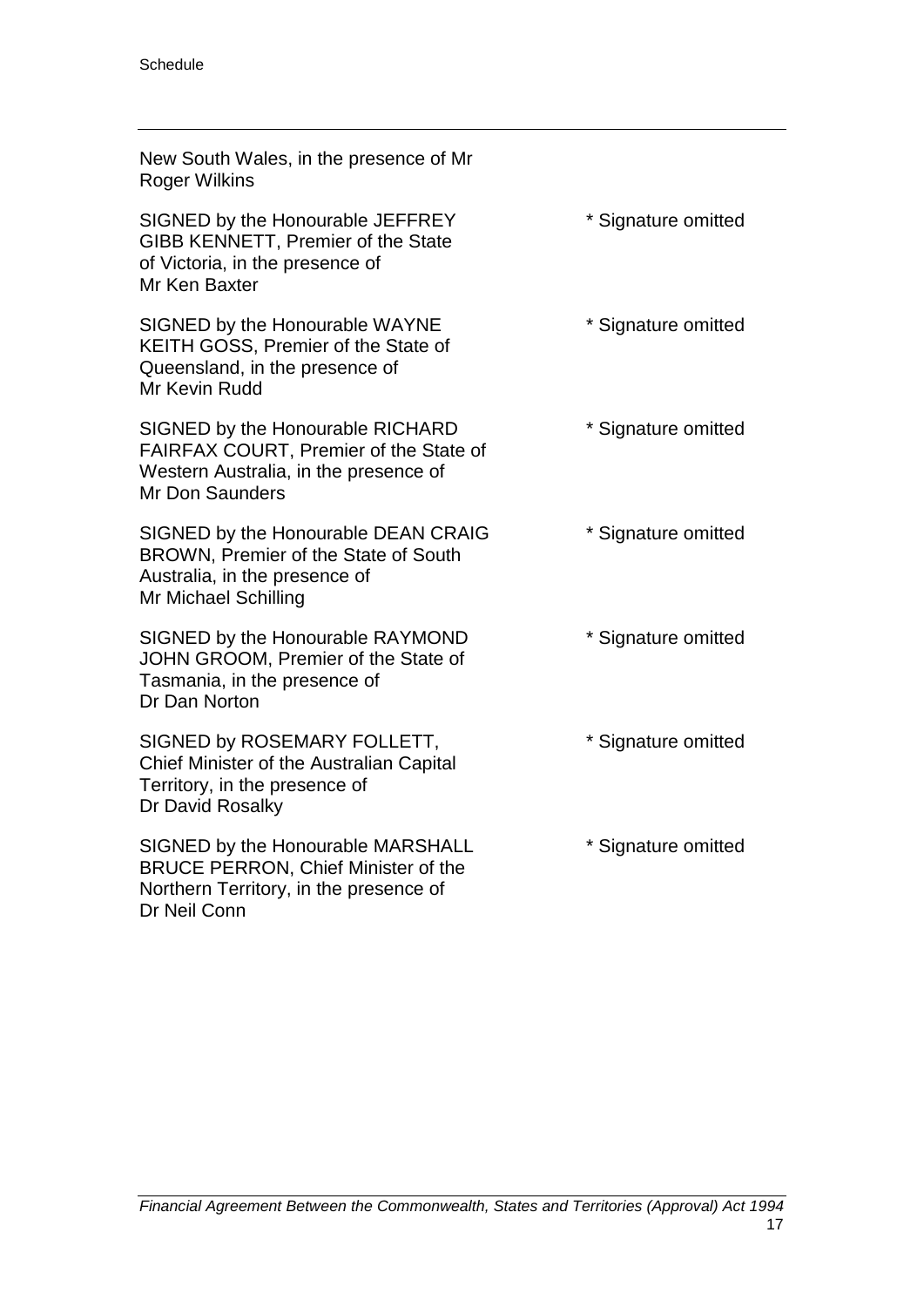New South Wales, in the presence of Mr Roger Wilkins

| | |
|---|---|
| SIGNED by the Honourable JEFFREY GIBB KENNETT, Premier of the State of Victoria, in the presence of Mr Ken Baxter | * Signature omitted |
| SIGNED by the Honourable WAYNE KEITH GOSS, Premier of the State of Queensland, in the presence of Mr Kevin Rudd | * Signature omitted |
| SIGNED by the Honourable RICHARD FAIRFAX COURT, Premier of the State of Western Australia, in the presence of Mr Don Saunders | * Signature omitted |
| SIGNED by the Honourable DEAN CRAIG BROWN, Premier of the State of South Australia, in the presence of Mr Michael Schilling | * Signature omitted |
| SIGNED by the Honourable RAYMOND JOHN GROOM, Premier of the State of Tasmania, in the presence of Dr Dan Norton | * Signature omitted |
| SIGNED by ROSEMARY FOLLETT, Chief Minister of the Australian Capital Territory, in the presence of Dr David Rosalky | * Signature omitted |
| SIGNED by the Honourable MARSHALL BRUCE PERRON, Chief Minister of the Northern Territory, in the presence of Dr Neil Conn | * Signature omitted |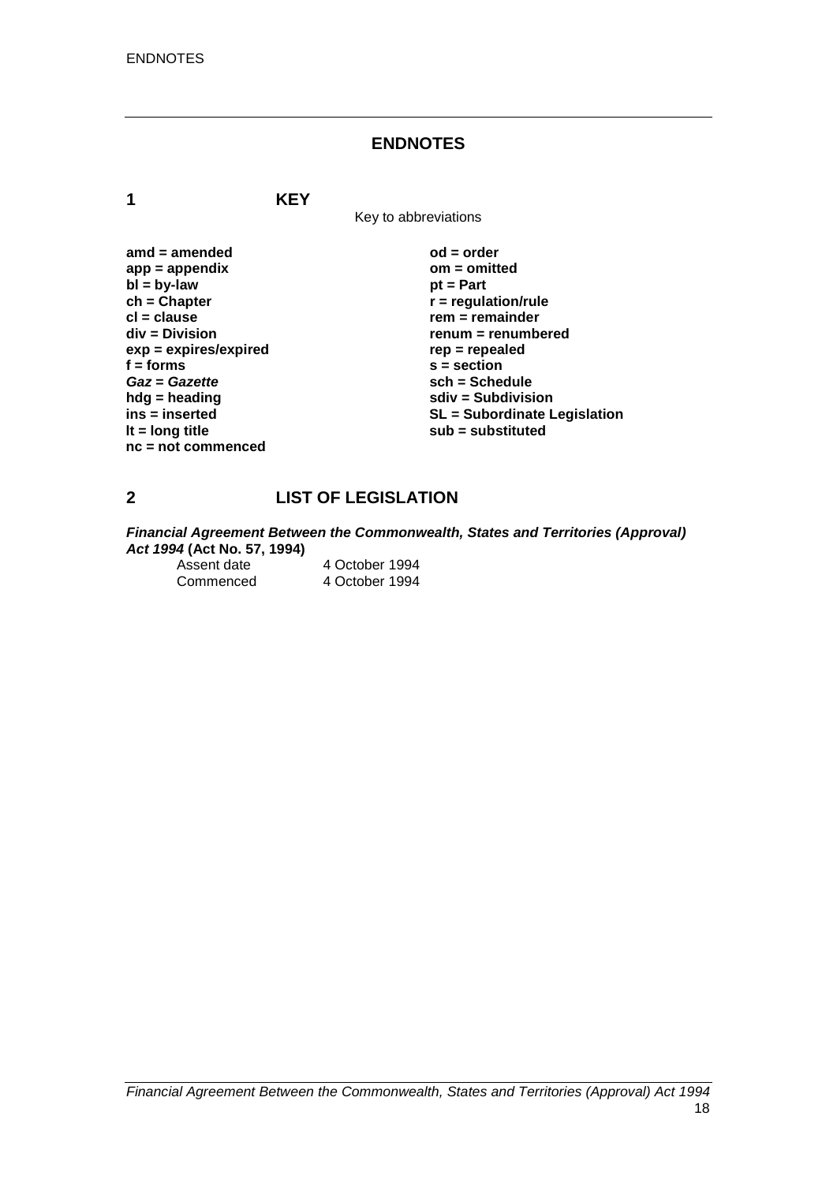# ENDNOTES

## 1 KEY

Key to abbreviations

**amd = amended**
**app = appendix**
**bl = by-law**
**ch = Chapter**
**cl = clause**
**div = Division**
**exp = expires/expired**
**f = forms**
***Gaz* = *Gazette***
**hdg = heading**
**ins = inserted**
**lt = long title**
**nc = not commenced**
**od = order**
**om = omitted**
**pt = Part**
**r = regulation/rule**
**rem = remainder**
**renum = renumbered**
**rep = repealed**
**s = section**
**sch = Schedule**
**sdiv = Subdivision**
**SL = Subordinate Legislation**
**sub = substituted**

## 2 LIST OF LEGISLATION

***Financial Agreement Between the Commonwealth, States and Territories (Approval) Act 1994* (Act No. 57, 1994)**

| | |
|---|---|
| Assent date | 4 October 1994 |
| Commenced | 4 October 1994 |